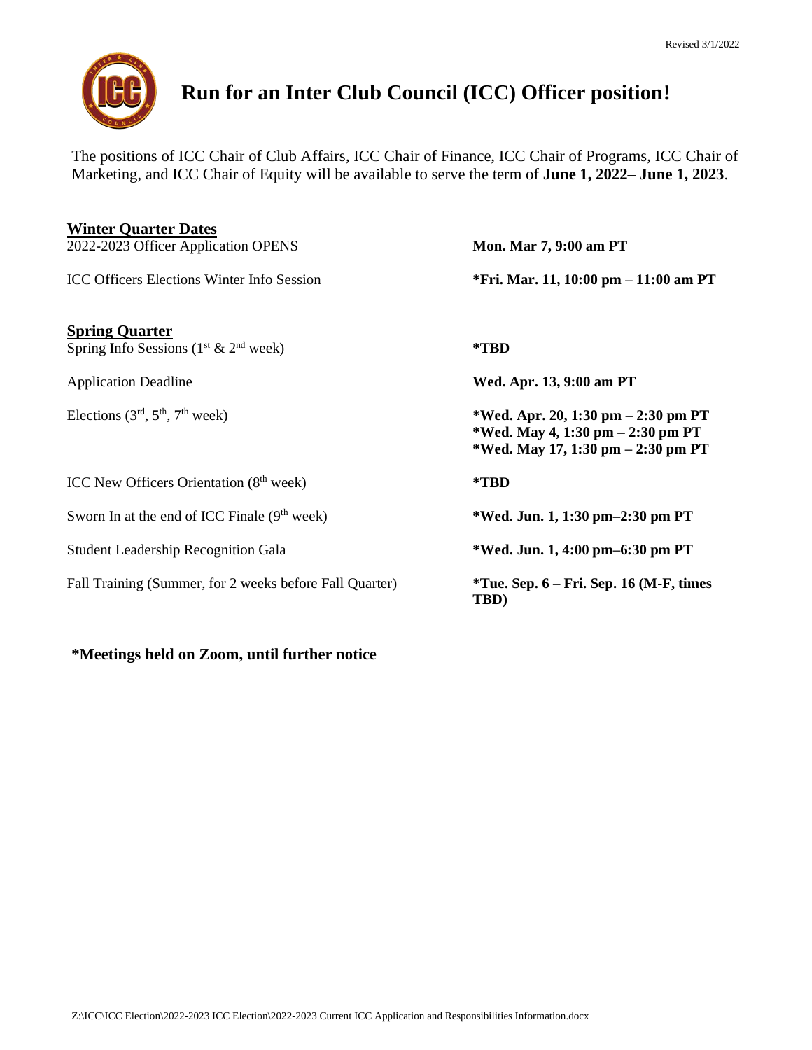Revised 3/1/2022

# Run for an Inter Club Council (ICC) Officer position!

The positions of ICC Chair of Club Affairs, ICC Chair of Finance, ICC Chair of Programs, ICC Chair of Marketing, and ICC Chair of Equity will be available to serve the term of **June 1, 2022– June 1, 2023**.

**<u>Winter Quarter Dates</u>**

| | |
|---|---|
| 2022-2023 Officer Application OPENS | **Mon. Mar 7, 9:00 am PT** |
| ICC Officers Elections Winter Info Session | **\*Fri. Mar. 11, 10:00 pm – 11:00 am PT** |

**<u>Spring Quarter</u>**

| | |
|---|---|
| Spring Info Sessions (1st & 2nd week) | **\*TBD** |
| Application Deadline | **Wed. Apr. 13, 9:00 am PT** |
| Elections (3rd, 5th, 7th week) | **\*Wed. Apr. 20, 1:30 pm – 2:30 pm PT**<br>**\*Wed. May 4, 1:30 pm – 2:30 pm PT**<br>**\*Wed. May 17, 1:30 pm – 2:30 pm PT** |
| ICC New Officers Orientation (8th week) | **\*TBD** |
| Sworn In at the end of ICC Finale (9th week) | **\*Wed. Jun. 1, 1:30 pm–2:30 pm PT** |
| Student Leadership Recognition Gala | **\*Wed. Jun. 1, 4:00 pm–6:30 pm PT** |
| Fall Training (Summer, for 2 weeks before Fall Quarter) | **\*Tue. Sep. 6 – Fri. Sep. 16 (M-F, times TBD)** |

**\*Meetings held on Zoom, until further notice**

Z:\ICC\ICC Election\2022-2023 ICC Election\2022-2023 Current ICC Application and Responsibilities Information.docx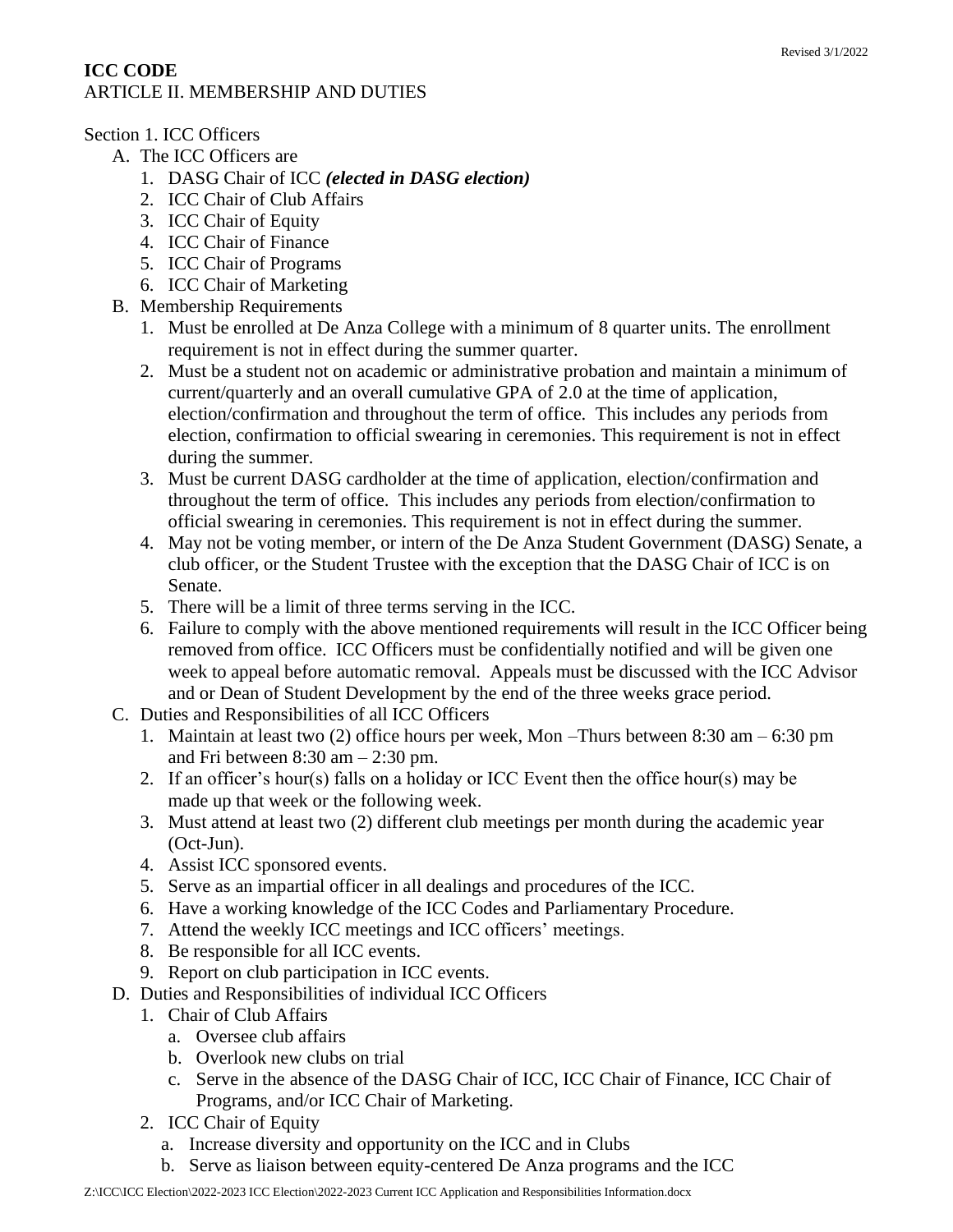**ICC CODE**

ARTICLE II. MEMBERSHIP AND DUTIES

Section 1. ICC Officers

A. The ICC Officers are
   1. DASG Chair of ICC ***(elected in DASG election)***
   2. ICC Chair of Club Affairs
   3. ICC Chair of Equity
   4. ICC Chair of Finance
   5. ICC Chair of Programs
   6. ICC Chair of Marketing
B. Membership Requirements
   1. Must be enrolled at De Anza College with a minimum of 8 quarter units. The enrollment requirement is not in effect during the summer quarter.
   2. Must be a student not on academic or administrative probation and maintain a minimum of current/quarterly and an overall cumulative GPA of 2.0 at the time of application, election/confirmation and throughout the term of office. This includes any periods from election, confirmation to official swearing in ceremonies. This requirement is not in effect during the summer.
   3. Must be current DASG cardholder at the time of application, election/confirmation and throughout the term of office. This includes any periods from election/confirmation to official swearing in ceremonies. This requirement is not in effect during the summer.
   4. May not be voting member, or intern of the De Anza Student Government (DASG) Senate, a club officer, or the Student Trustee with the exception that the DASG Chair of ICC is on Senate.
   5. There will be a limit of three terms serving in the ICC.
   6. Failure to comply with the above mentioned requirements will result in the ICC Officer being removed from office. ICC Officers must be confidentially notified and will be given one week to appeal before automatic removal. Appeals must be discussed with the ICC Advisor and or Dean of Student Development by the end of the three weeks grace period.
C. Duties and Responsibilities of all ICC Officers
   1. Maintain at least two (2) office hours per week, Mon –Thurs between 8:30 am – 6:30 pm and Fri between 8:30 am – 2:30 pm.
   2. If an officer's hour(s) falls on a holiday or ICC Event then the office hour(s) may be made up that week or the following week.
   3. Must attend at least two (2) different club meetings per month during the academic year (Oct-Jun).
   4. Assist ICC sponsored events.
   5. Serve as an impartial officer in all dealings and procedures of the ICC.
   6. Have a working knowledge of the ICC Codes and Parliamentary Procedure.
   7. Attend the weekly ICC meetings and ICC officers' meetings.
   8. Be responsible for all ICC events.
   9. Report on club participation in ICC events.
D. Duties and Responsibilities of individual ICC Officers
   1. Chair of Club Affairs
      a. Oversee club affairs
      b. Overlook new clubs on trial
      c. Serve in the absence of the DASG Chair of ICC, ICC Chair of Finance, ICC Chair of Programs, and/or ICC Chair of Marketing.
   2. ICC Chair of Equity
      a. Increase diversity and opportunity on the ICC and in Clubs
      b. Serve as liaison between equity-centered De Anza programs and the ICC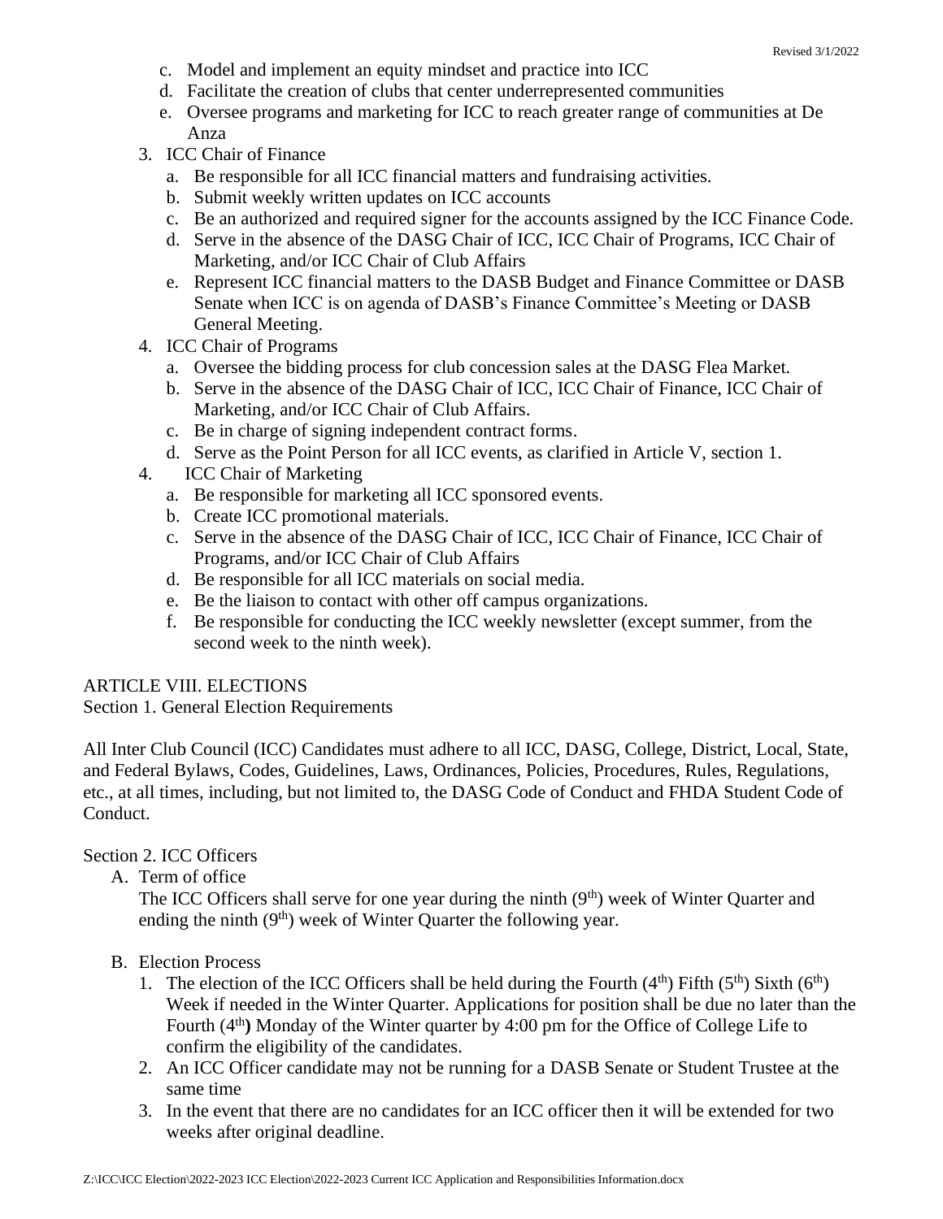c. Model and implement an equity mindset and practice into ICC
d. Facilitate the creation of clubs that center underrepresented communities
e. Oversee programs and marketing for ICC to reach greater range of communities at De Anza

3. ICC Chair of Finance
   a. Be responsible for all ICC financial matters and fundraising activities.
   b. Submit weekly written updates on ICC accounts
   c. Be an authorized and required signer for the accounts assigned by the ICC Finance Code.
   d. Serve in the absence of the DASG Chair of ICC, ICC Chair of Programs, ICC Chair of Marketing, and/or ICC Chair of Club Affairs
   e. Represent ICC financial matters to the DASB Budget and Finance Committee or DASB Senate when ICC is on agenda of DASB's Finance Committee's Meeting or DASB General Meeting.
4. ICC Chair of Programs
   a. Oversee the bidding process for club concession sales at the DASG Flea Market.
   b. Serve in the absence of the DASG Chair of ICC, ICC Chair of Finance, ICC Chair of Marketing, and/or ICC Chair of Club Affairs.
   c. Be in charge of signing independent contract forms.
   d. Serve as the Point Person for all ICC events, as clarified in Article V, section 1.
4. ICC Chair of Marketing
   a. Be responsible for marketing all ICC sponsored events.
   b. Create ICC promotional materials.
   c. Serve in the absence of the DASG Chair of ICC, ICC Chair of Finance, ICC Chair of Programs, and/or ICC Chair of Club Affairs
   d. Be responsible for all ICC materials on social media.
   e. Be the liaison to contact with other off campus organizations.
   f. Be responsible for conducting the ICC weekly newsletter (except summer, from the second week to the ninth week).

ARTICLE VIII. ELECTIONS

Section 1. General Election Requirements

All Inter Club Council (ICC) Candidates must adhere to all ICC, DASG, College, District, Local, State, and Federal Bylaws, Codes, Guidelines, Laws, Ordinances, Policies, Procedures, Rules, Regulations, etc., at all times, including, but not limited to, the DASG Code of Conduct and FHDA Student Code of Conduct.

Section 2. ICC Officers

A. Term of office

   The ICC Officers shall serve for one year during the ninth (9th) week of Winter Quarter and ending the ninth (9th) week of Winter Quarter the following year.

B. Election Process
   1. The election of the ICC Officers shall be held during the Fourth (4th) Fifth (5th) Sixth (6th) Week if needed in the Winter Quarter. Applications for position shall be due no later than the Fourth (4th**)** Monday of the Winter quarter by 4:00 pm for the Office of College Life to confirm the eligibility of the candidates.
   2. An ICC Officer candidate may not be running for a DASB Senate or Student Trustee at the same time
   3. In the event that there are no candidates for an ICC officer then it will be extended for two weeks after original deadline.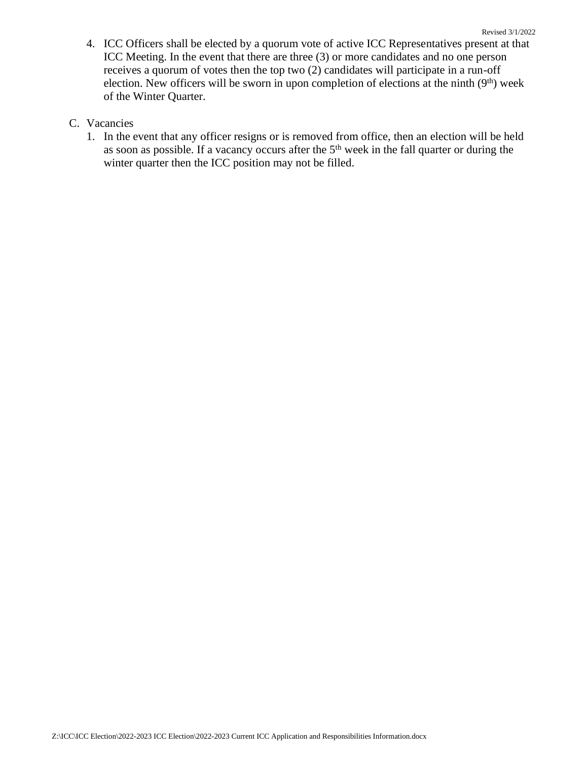4. ICC Officers shall be elected by a quorum vote of active ICC Representatives present at that ICC Meeting. In the event that there are three (3) or more candidates and no one person receives a quorum of votes then the top two (2) candidates will participate in a run-off election. New officers will be sworn in upon completion of elections at the ninth (9th) week of the Winter Quarter.

C. Vacancies

1. In the event that any officer resigns or is removed from office, then an election will be held as soon as possible. If a vacancy occurs after the 5th week in the fall quarter or during the winter quarter then the ICC position may not be filled.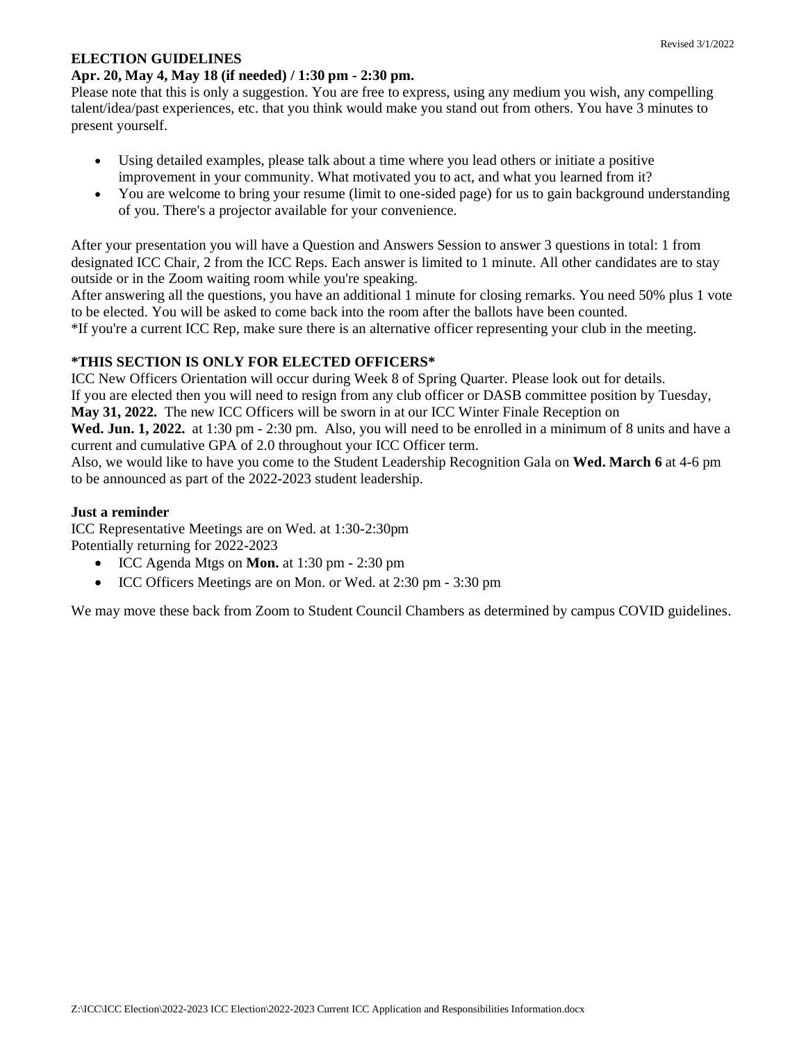**ELECTION GUIDELINES**

**Apr. 20, May 4, May 18 (if needed) / 1:30 pm - 2:30 pm.**

Please note that this is only a suggestion. You are free to express, using any medium you wish, any compelling talent/idea/past experiences, etc. that you think would make you stand out from others. You have 3 minutes to present yourself.

- Using detailed examples, please talk about a time where you lead others or initiate a positive improvement in your community. What motivated you to act, and what you learned from it?
- You are welcome to bring your resume (limit to one-sided page) for us to gain background understanding of you. There's a projector available for your convenience.

After your presentation you will have a Question and Answers Session to answer 3 questions in total: 1 from designated ICC Chair, 2 from the ICC Reps. Each answer is limited to 1 minute. All other candidates are to stay outside or in the Zoom waiting room while you're speaking.

After answering all the questions, you have an additional 1 minute for closing remarks. You need 50% plus 1 vote to be elected. You will be asked to come back into the room after the ballots have been counted.

*If you're a current ICC Rep, make sure there is an alternative officer representing your club in the meeting.

**\*THIS SECTION IS ONLY FOR ELECTED OFFICERS\***

ICC New Officers Orientation will occur during Week 8 of Spring Quarter. Please look out for details.

If you are elected then you will need to resign from any club officer or DASB committee position by Tuesday, **May 31, 2022.** The new ICC Officers will be sworn in at our ICC Winter Finale Reception on **Wed. Jun. 1, 2022.** at 1:30 pm - 2:30 pm. Also, you will need to be enrolled in a minimum of 8 units and have a current and cumulative GPA of 2.0 throughout your ICC Officer term.

Also, we would like to have you come to the Student Leadership Recognition Gala on **Wed. March 6** at 4-6 pm to be announced as part of the 2022-2023 student leadership.

**Just a reminder**

ICC Representative Meetings are on Wed. at 1:30-2:30pm

Potentially returning for 2022-2023

- ICC Agenda Mtgs on **Mon.** at 1:30 pm - 2:30 pm
- ICC Officers Meetings are on Mon. or Wed. at 2:30 pm - 3:30 pm

We may move these back from Zoom to Student Council Chambers as determined by campus COVID guidelines.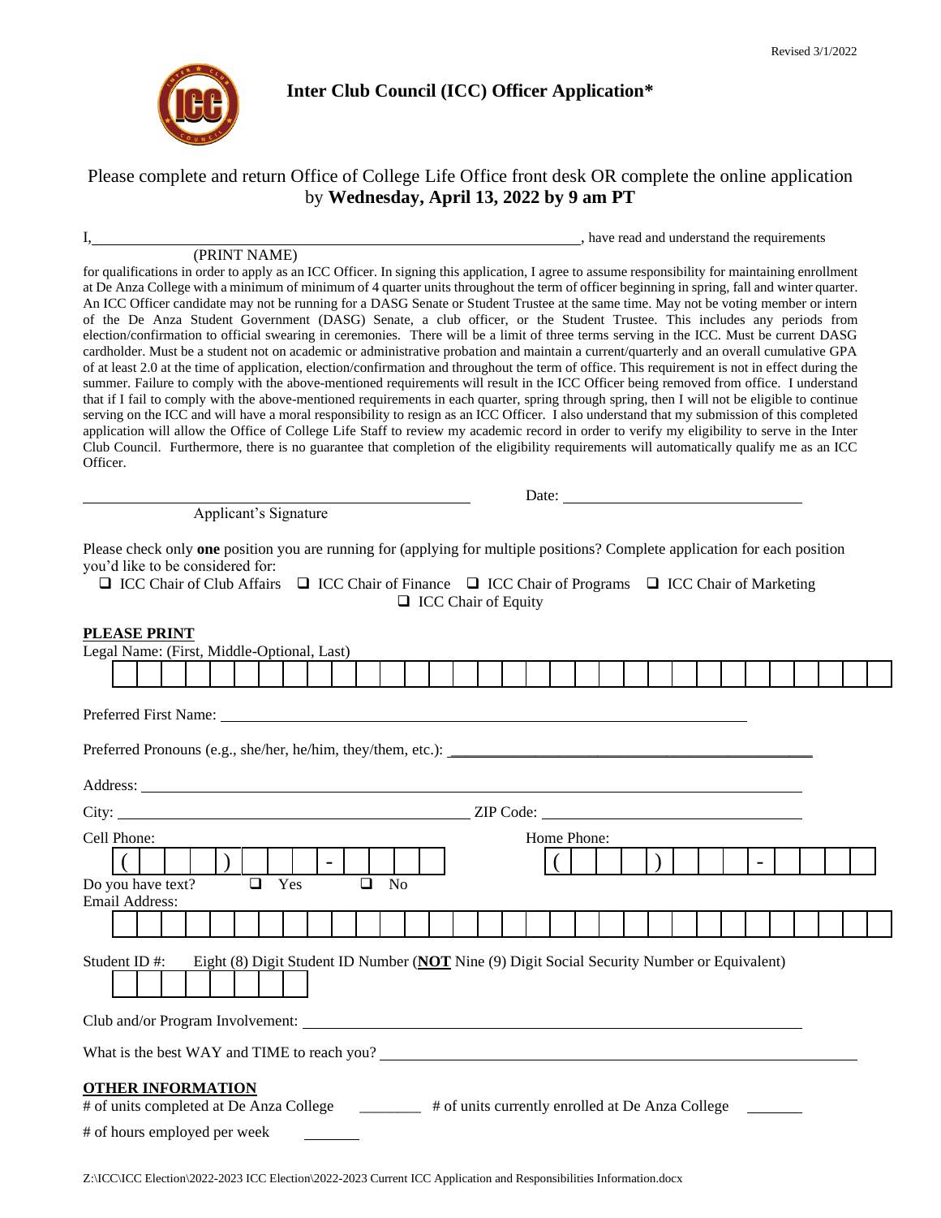Revised 3/1/2022

# Inter Club Council (ICC) Officer Application*

Please complete and return Office of College Life Office front desk OR complete the online application by **Wednesday, April 13, 2022 by 9 am PT**

I, ____________________________________________, have read and understand the requirements
(PRINT NAME)

for qualifications in order to apply as an ICC Officer. In signing this application, I agree to assume responsibility for maintaining enrollment at De Anza College with a minimum of minimum of 4 quarter units throughout the term of officer beginning in spring, fall and winter quarter. An ICC Officer candidate may not be running for a DASG Senate or Student Trustee at the same time. May not be voting member or intern of the De Anza Student Government (DASG) Senate, a club officer, or the Student Trustee. This includes any periods from election/confirmation to official swearing in ceremonies. There will be a limit of three terms serving in the ICC. Must be current DASG cardholder. Must be a student not on academic or administrative probation and maintain a current/quarterly and an overall cumulative GPA of at least 2.0 at the time of application, election/confirmation and throughout the term of office. This requirement is not in effect during the summer. Failure to comply with the above-mentioned requirements will result in the ICC Officer being removed from office. I understand that if I fail to comply with the above-mentioned requirements in each quarter, spring through spring, then I will not be eligible to continue serving on the ICC and will have a moral responsibility to resign as an ICC Officer. I also understand that my submission of this completed application will allow the Office of College Life Staff to review my academic record in order to verify my eligibility to serve in the Inter Club Council. Furthermore, there is no guarantee that completion of the eligibility requirements will automatically qualify me as an ICC Officer.

____________________________________ Date: ______________________
Applicant's Signature

Please check only **one** position you are running for (applying for multiple positions? Complete application for each position you'd like to be considered for:

- ❑ ICC Chair of Club Affairs
- ❑ ICC Chair of Finance
- ❑ ICC Chair of Programs
- ❑ ICC Chair of Marketing
- ❑ ICC Chair of Equity

## PLEASE PRINT

Legal Name: (First, Middle-Optional, Last)

Preferred First Name: ______________________________

Preferred Pronouns (e.g., she/her, he/him, they/them, etc.): ______________________________

Address: ______________________________

City: ______________________ ZIP Code: ______________________

Cell Phone: ( ) - Home Phone: ( ) -

Do you have text? ❑ Yes ❑ No

Email Address:

Student ID #: Eight (8) Digit Student ID Number (**NOT** Nine (9) Digit Social Security Number or Equivalent)

Club and/or Program Involvement: ______________________________

What is the best WAY and TIME to reach you? ______________________________

## OTHER INFORMATION

\# of units completed at De Anza College ________ # of units currently enrolled at De Anza College ________

\# of hours employed per week ________

Z:\ICC\ICC Election\2022-2023 ICC Election\2022-2023 Current ICC Application and Responsibilities Information.docx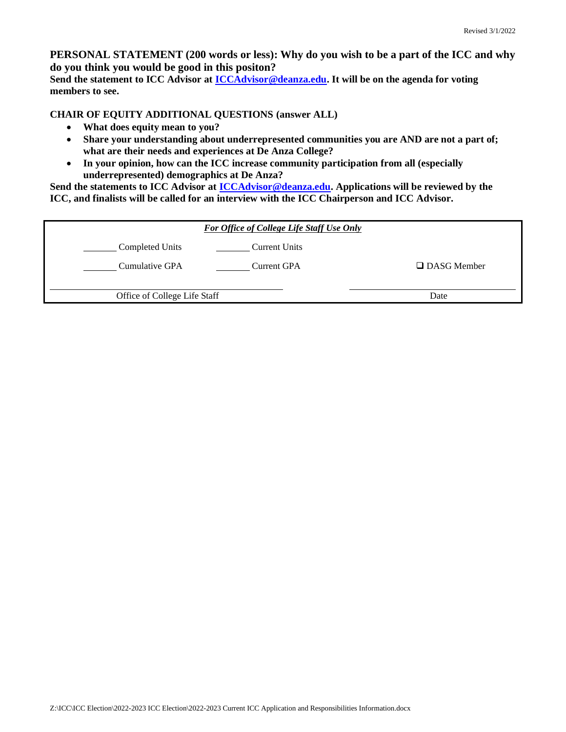**PERSONAL STATEMENT (200 words or less): Why do you wish to be a part of the ICC and why do you think you would be good in this positon?**

**Send the statement to ICC Advisor at [ICCAdvisor@deanza.edu](mailto:ICCAdvisor@deanza.edu). It will be on the agenda for voting members to see.**

**CHAIR OF EQUITY ADDITIONAL QUESTIONS (answer ALL)**

- **What does equity mean to you?**
- **Share your understanding about underrepresented communities you are AND are not a part of; what are their needs and experiences at De Anza College?**
- **In your opinion, how can the ICC increase community participation from all (especially underrepresented) demographics at De Anza?**

**Send the statements to ICC Advisor at [ICCAdvisor@deanza.edu](mailto:ICCAdvisor@deanza.edu). Applications will be reviewed by the ICC, and finalists will be called for an interview with the ICC Chairperson and ICC Advisor.**

| ***For Office of College Life Staff Use Only*** | | |
|---|---|---|
| _______ Completed Units | _______ Current Units | |
| _______ Cumulative GPA | _______ Current GPA | ❑ DASG Member |
| Office of College Life Staff | | Date |

Z:\ICC\ICC Election\2022-2023 ICC Election\2022-2023 Current ICC Application and Responsibilities Information.docx